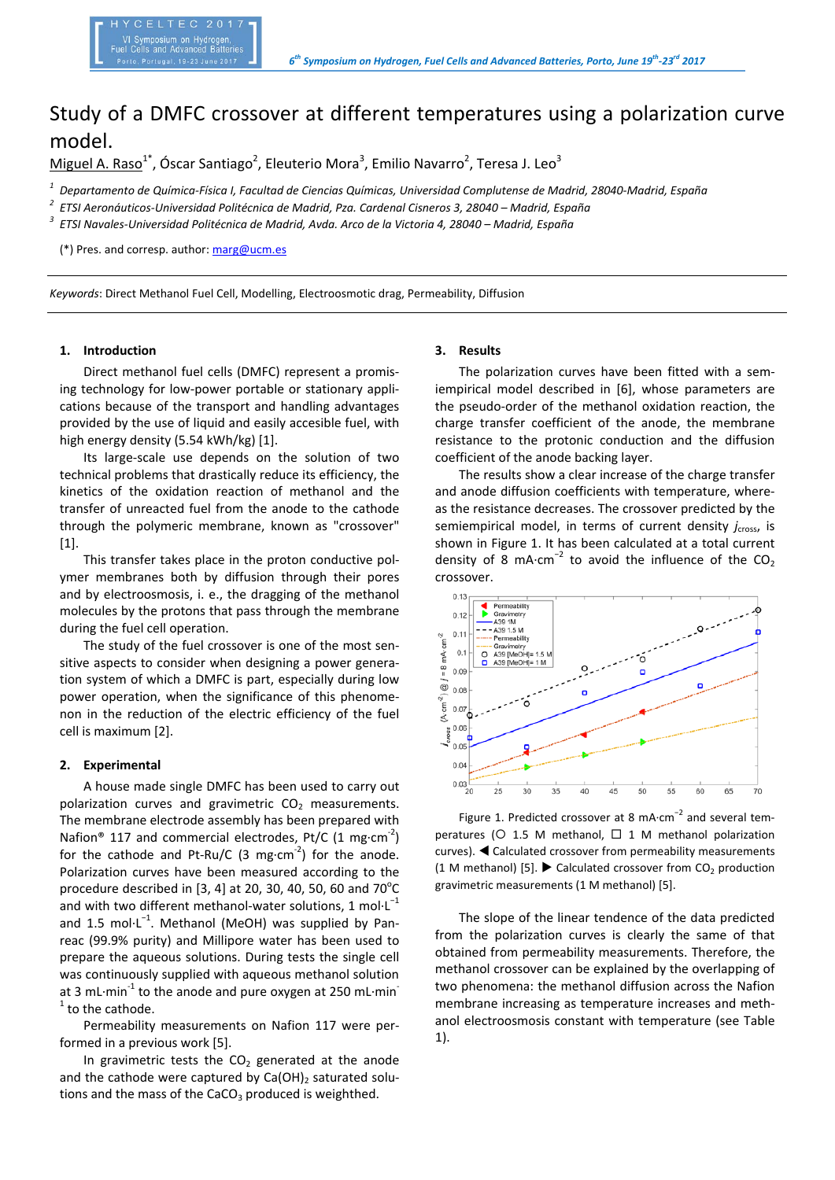# Study of a DMFC crossover at different temperatures using a polarization curve model.

Miguel A. Raso[1*], Óscar Santiago[2], Eleuterio Mora[3], Emilio Navarro[2], Teresa J. Leo[3]

[1] *Departamento de Química-Física I, Facultad de Ciencias Químicas, Universidad Complutense de Madrid, 28040-Madrid, España*
[2] *ETSI Aeronáuticos-Universidad Politécnica de Madrid, Pza. Cardenal Cisneros 3, 28040 – Madrid, España*
[3] *ETSI Navales-Universidad Politécnica de Madrid, Avda. Arco de la Victoria 4, 28040 – Madrid, España*

(*) Pres. and corresp. author: marg@ucm.es

*Keywords*: Direct Methanol Fuel Cell, Modelling, Electroosmotic drag, Permeability, Diffusion

## 1. Introduction

Direct methanol fuel cells (DMFC) represent a promising technology for low-power portable or stationary applications because of the transport and handling advantages provided by the use of liquid and easily accesible fuel, with high energy density (5.54 kWh/kg) [1].

Its large-scale use depends on the solution of two technical problems that drastically reduce its efficiency, the kinetics of the oxidation reaction of methanol and the transfer of unreacted fuel from the anode to the cathode through the polymeric membrane, known as "crossover" [1].

This transfer takes place in the proton conductive polymer membranes both by diffusion through their pores and by electroosmosis, i. e., the dragging of the methanol molecules by the protons that pass through the membrane during the fuel cell operation.

The study of the fuel crossover is one of the most sensitive aspects to consider when designing a power generation system of which a DMFC is part, especially during low power operation, when the significance of this phenomenon in the reduction of the electric efficiency of the fuel cell is maximum [2].

## 2. Experimental

A house made single DMFC has been used to carry out polarization curves and gravimetric $CO_2$ measurements. The membrane electrode assembly has been prepared with Nafion® 117 and commercial electrodes, Pt/C (1 mg·cm$^{-2}$) for the cathode and Pt-Ru/C (3 mg·cm$^{-2}$) for the anode. Polarization curves have been measured according to the procedure described in [3, 4] at 20, 30, 40, 50, 60 and 70°C and with two different methanol-water solutions, 1 mol·L$^{-1}$ and 1.5 mol·L$^{-1}$. Methanol (MeOH) was supplied by Panreac (99.9% purity) and Millipore water has been used to prepare the aqueous solutions. During tests the single cell was continuously supplied with aqueous methanol solution at 3 mL·min$^{-1}$ to the anode and pure oxygen at 250 mL·min$^{-1}$ to the cathode.

Permeability measurements on Nafion 117 were performed in a previous work [5].

In gravimetric tests the $CO_2$ generated at the anode and the cathode were captured by $Ca(OH)_2$ saturated solutions and the mass of the $CaCO_3$ produced is weighted.

## 3. Results

The polarization curves have been fitted with a semiempirical model described in [6], whose parameters are the pseudo-order coefficient of the methanol oxidation reaction, the charge transfer coefficient of the anode, the membrane resistance to the protonic conduction and the diffusion coefficient of the anode backing layer.

The results show a clear increase of the charge transfer and anode diffusion coefficients with temperature, whereas the resistance decreases. The crossover predicted by the semiempirical model, in terms of current density $j_{cross}$, is shown in Figure 1. It has been calculated at a total current density of 8 mA·cm$^{-2}$ to avoid the influence of the $CO_2$ crossover.

Figure 1. Predicted crossover at 8 mA·cm$^{-2}$ and several temperatures (○ 1.5 M methanol, □ 1 M methanol polarization curves). ◀ Calculated crossover from permeability measurements (1 M methanol) [5]. ▶ Calculated crossover from $CO_2$ production gravimetric measurements (1 M methanol) [5].

The slope of the linear tendence of the data predicted from the polarization curves is clearly the same of that obtained from permeability measurements. Therefore, the methanol crossover can be explained by the overlapping of two phenomena: the methanol diffusion across the Nafion membrane increasing as temperature increases and methanol electroosmosis constant with temperature (see Table 1).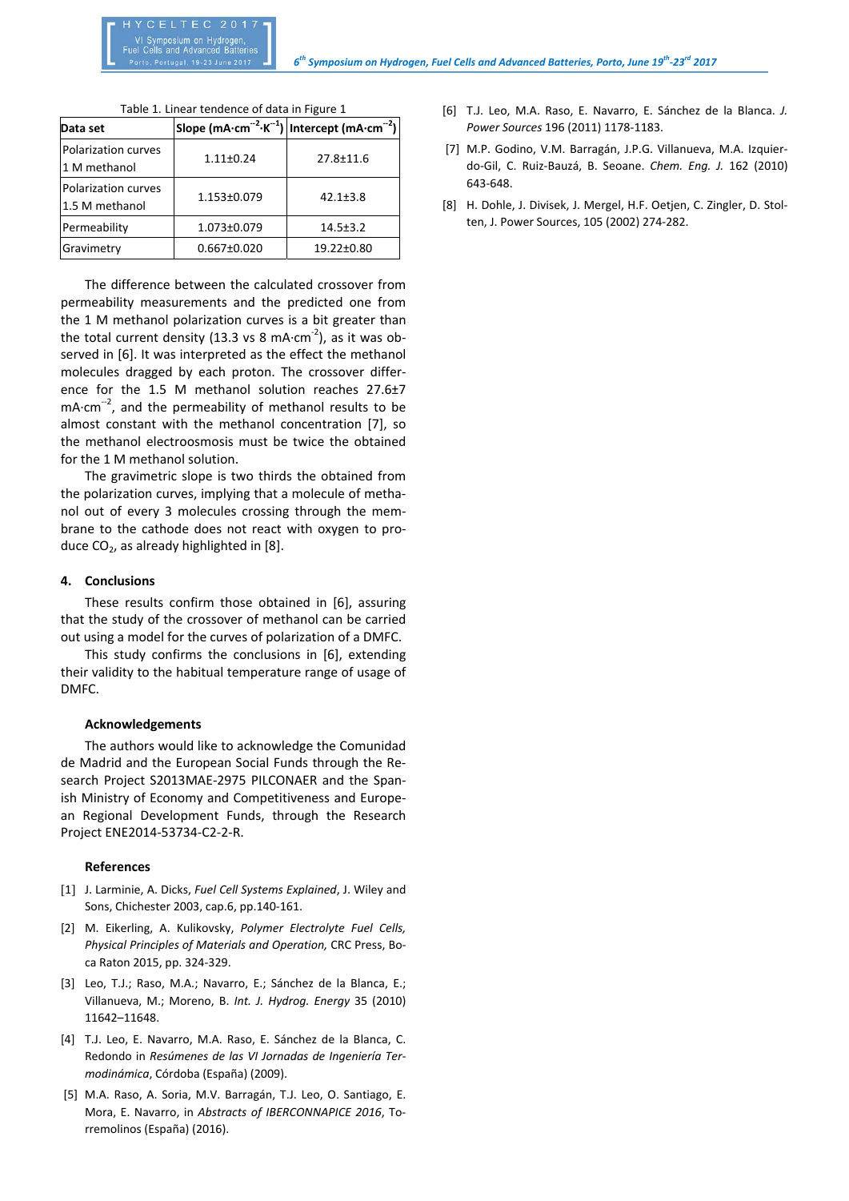Table 1. Linear tendence of data in Figure 1

| Data set | Slope (mA·cm$^{-2}$·K$^{-1}$) | Intercept (mA·cm$^{-2}$) |
|---|---|---|
| Polarization curves 1 M methanol | 1.11±0.24 | 27.8±11.6 |
| Polarization curves 1.5 M methanol | 1.153±0.079 | 42.1±3.8 |
| Permeability | 1.073±0.079 | 14.5±3.2 |
| Gravimetry | 0.667±0.020 | 19.22±0.80 |

The difference between the calculated crossover from permeability measurements and the predicted one from the 1 M methanol polarization curves is a bit greater than the total current density (13.3 vs 8 mA·cm$^{-2}$), as it was observed in [6]. It was interpreted as the effect the methanol molecules dragged by each proton. The crossover difference for the 1.5 M methanol solution reaches 27.6±7 mA·cm$^{-2}$, and the permeability of methanol results to be almost constant with the methanol concentration [7], so the methanol electroosmosis must be twice the obtained for the 1 M methanol solution.

The gravimetric slope is two thirds the obtained from the polarization curves, implying that a molecule of methanol out of every 3 molecules crossing through the membrane to the cathode does not react with oxygen to produce $CO_2$, as already highlighted in [8].

## 4. Conclusions

These results confirm those obtained in [6], assuring that the study of the crossover of methanol can be carried out using a model for the curves of polarization of a DMFC.

This study confirms the conclusions in [6], extending their validity to the habitual temperature range of usage of DMFC.

### Acknowledgements

The authors would like to acknowledge the Comunidad de Madrid and the European Social Funds through the Research Project S2013MAE-2975 PILCONAER and the Spanish Ministry of Economy and Competitiveness and European Regional Development Funds, through the Research Project ENE2014-53734-C2-2-R.

### References

[1] J. Larminie, A. Dicks, *Fuel Cell Systems Explained*, J. Wiley and Sons, Chichester 2003, cap.6, pp.140-161.

[2] M. Eikerling, A. Kulikovsky, *Polymer Electrolyte Fuel Cells, Physical Principles of Materials and Operation,* CRC Press, Boca Raton 2015, pp. 324-329.

[3] Leo, T.J.; Raso, M.A.; Navarro, E.; Sánchez de la Blanca, E.; Villanueva, M.; Moreno, B. *Int. J. Hydrog. Energy* 35 (2010) 11642–11648.

[4] T.J. Leo, E. Navarro, M.A. Raso, E. Sánchez de la Blanca, C. Redondo in *Resúmenes de las VI Jornadas de Ingeniería Termodinámica*, Córdoba (España) (2009).

[5] M.A. Raso, A. Soria, M.V. Barragán, T.J. Leo, O. Santiago, E. Mora, E. Navarro, in *Abstracts of IBERCONNAPICE 2016*, Torremolinos (España) (2016).

[6] T.J. Leo, M.A. Raso, E. Navarro, E. Sánchez de la Blanca. *J. Power Sources* 196 (2011) 1178-1183.

[7] M.P. Godino, V.M. Barragán, J.P.G. Villanueva, M.A. Izquierdo-Gil, C. Ruiz-Bauzá, B. Seoane. *Chem. Eng. J.* 162 (2010) 643-648.

[8] H. Dohle, J. Divisek, J. Mergel, H.F. Oetjen, C. Zingler, D. Stolten, J. Power Sources, 105 (2002) 274-282.